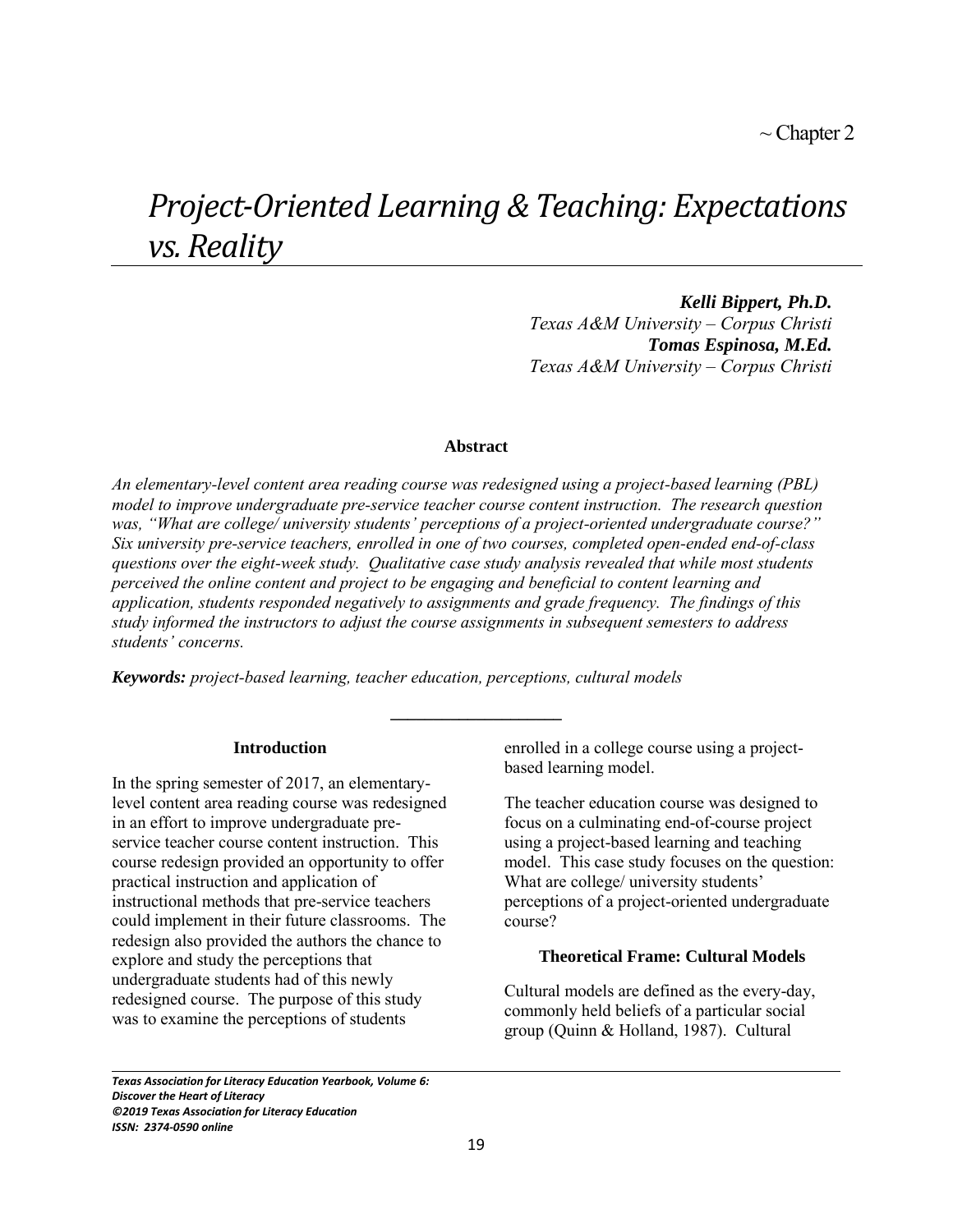~ Chapter 2

# *Project-Oriented Learning & Teaching: Expectations vs. Reality*

***Kelli Bippert, Ph.D.***
*Texas A&M University – Corpus Christi*
***Tomas Espinosa, M.Ed.***
*Texas A&M University – Corpus Christi*

### Abstract

*An elementary-level content area reading course was redesigned using a project-based learning (PBL) model to improve undergraduate pre-service teacher course content instruction. The research question was, "What are college/ university students' perceptions of a project-oriented undergraduate course?" Six university pre-service teachers, enrolled in one of two courses, completed open-ended end-of-class questions over the eight-week study. Qualitative case study analysis revealed that while most students perceived the online content and project to be engaging and beneficial to content learning and application, students responded negatively to assignments and grade frequency. The findings of this study informed the instructors to adjust the course assignments in subsequent semesters to address students' concerns.*

***Keywords:*** *project-based learning, teacher education, perceptions, cultural models*

---

### Introduction

In the spring semester of 2017, an elementary-level content area reading course was redesigned in an effort to improve undergraduate pre-service teacher course content instruction. This course redesign provided an opportunity to offer practical instruction and application of instructional methods that pre-service teachers could implement in their future classrooms. The redesign also provided the authors the chance to explore and study the perceptions that undergraduate students had of this newly redesigned course. The purpose of this study was to examine the perceptions of students enrolled in a college course using a project-based learning model.

The teacher education course was designed to focus on a culminating end-of-course project using a project-based learning and teaching model. This case study focuses on the question: What are college/ university students' perceptions of a project-oriented undergraduate course?

### Theoretical Frame: Cultural Models

Cultural models are defined as the every-day, commonly held beliefs of a particular social group (Quinn & Holland, 1987). Cultural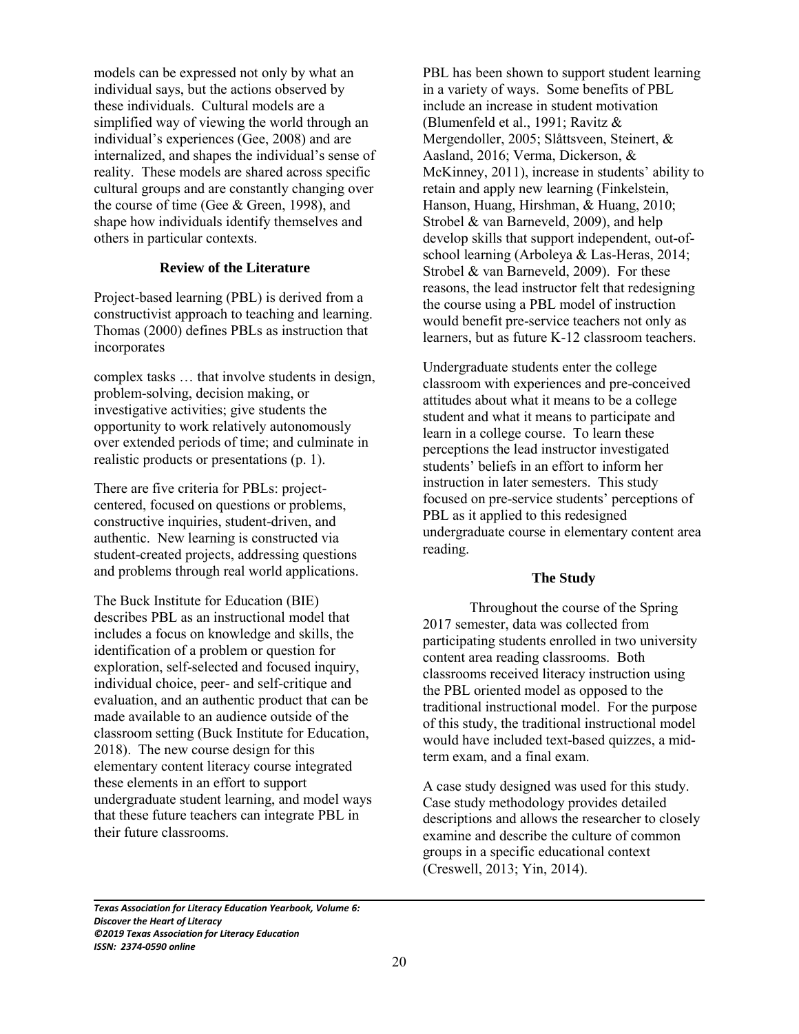models can be expressed not only by what an individual says, but the actions observed by these individuals. Cultural models are a simplified way of viewing the world through an individual's experiences (Gee, 2008) and are internalized, and shapes the individual's sense of reality. These models are shared across specific cultural groups and are constantly changing over the course of time (Gee & Green, 1998), and shape how individuals identify themselves and others in particular contexts.

## Review of the Literature

Project-based learning (PBL) is derived from a constructivist approach to teaching and learning. Thomas (2000) defines PBLs as instruction that incorporates

> complex tasks … that involve students in design, problem-solving, decision making, or investigative activities; give students the opportunity to work relatively autonomously over extended periods of time; and culminate in realistic products or presentations (p. 1).

There are five criteria for PBLs: project-centered, focused on questions or problems, constructive inquiries, student-driven, and authentic. New learning is constructed via student-created projects, addressing questions and problems through real world applications.

The Buck Institute for Education (BIE) describes PBL as an instructional model that includes a focus on knowledge and skills, the identification of a problem or question for exploration, self-selected and focused inquiry, individual choice, peer- and self-critique and evaluation, and an authentic product that can be made available to an audience outside of the classroom setting (Buck Institute for Education, 2018). The new course design for this elementary content literacy course integrated these elements in an effort to support undergraduate student learning, and model ways that these future teachers can integrate PBL in their future classrooms.

PBL has been shown to support student learning in a variety of ways. Some benefits of PBL include an increase in student motivation (Blumenfeld et al., 1991; Ravitz & Mergendoller, 2005; Slåttsveen, Steinert, & Aasland, 2016; Verma, Dickerson, & McKinney, 2011), increase in students' ability to retain and apply new learning (Finkelstein, Hanson, Huang, Hirshman, & Huang, 2010; Strobel & van Barneveld, 2009), and help develop skills that support independent, out-of-school learning (Arboleya & Las-Heras, 2014; Strobel & van Barneveld, 2009). For these reasons, the lead instructor felt that redesigning the course using a PBL model of instruction would benefit pre-service teachers not only as learners, but as future K-12 classroom teachers.

Undergraduate students enter the college classroom with experiences and pre-conceived attitudes about what it means to be a college student and what it means to participate and learn in a college course. To learn these perceptions the lead instructor investigated students' beliefs in an effort to inform her instruction in later semesters. This study focused on pre-service students' perceptions of PBL as it applied to this redesigned undergraduate course in elementary content area reading.

## The Study

Throughout the course of the Spring 2017 semester, data was collected from participating students enrolled in two university content area reading classrooms. Both classrooms received literacy instruction using the PBL oriented model as opposed to the traditional instructional model. For the purpose of this study, the traditional instructional model would have included text-based quizzes, a mid-term exam, and a final exam.

A case study designed was used for this study. Case study methodology provides detailed descriptions and allows the researcher to closely examine and describe the culture of common groups in a specific educational context (Creswell, 2013; Yin, 2014).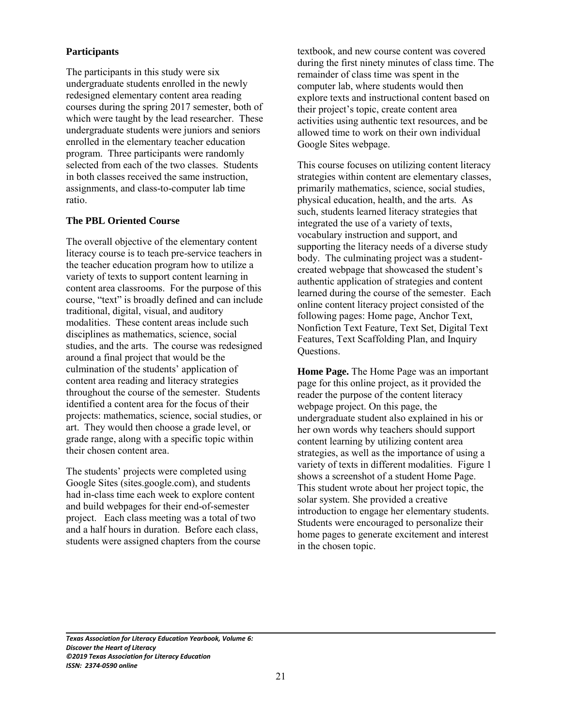### Participants

The participants in this study were six undergraduate students enrolled in the newly redesigned elementary content area reading courses during the spring 2017 semester, both of which were taught by the lead researcher. These undergraduate students were juniors and seniors enrolled in the elementary teacher education program. Three participants were randomly selected from each of the two classes. Students in both classes received the same instruction, assignments, and class-to-computer lab time ratio.

### The PBL Oriented Course

The overall objective of the elementary content literacy course is to teach pre-service teachers in the teacher education program how to utilize a variety of texts to support content learning in content area classrooms. For the purpose of this course, "text" is broadly defined and can include traditional, digital, visual, and auditory modalities. These content areas include such disciplines as mathematics, science, social studies, and the arts. The course was redesigned around a final project that would be the culmination of the students' application of content area reading and literacy strategies throughout the course of the semester. Students identified a content area for the focus of their projects: mathematics, science, social studies, or art. They would then choose a grade level, or grade range, along with a specific topic within their chosen content area.

The students' projects were completed using Google Sites (sites.google.com), and students had in-class time each week to explore content and build webpages for their end-of-semester project. Each class meeting was a total of two and a half hours in duration. Before each class, students were assigned chapters from the course textbook, and new course content was covered during the first ninety minutes of class time. The remainder of class time was spent in the computer lab, where students would then explore texts and instructional content based on their project's topic, create content area activities using authentic text resources, and be allowed time to work on their own individual Google Sites webpage.

This course focuses on utilizing content literacy strategies within content are elementary classes, primarily mathematics, science, social studies, physical education, health, and the arts. As such, students learned literacy strategies that integrated the use of a variety of texts, vocabulary instruction and support, and supporting the literacy needs of a diverse study body. The culminating project was a student-created webpage that showcased the student's authentic application of strategies and content learned during the course of the semester. Each online content literacy project consisted of the following pages: Home page, Anchor Text, Nonfiction Text Feature, Text Set, Digital Text Features, Text Scaffolding Plan, and Inquiry Questions.

**Home Page.** The Home Page was an important page for this online project, as it provided the reader the purpose of the content literacy webpage project. On this page, the undergraduate student also explained in his or her own words why teachers should support content learning by utilizing content area strategies, as well as the importance of using a variety of texts in different modalities. Figure 1 shows a screenshot of a student Home Page. This student wrote about her project topic, the solar system. She provided a creative introduction to engage her elementary students. Students were encouraged to personalize their home pages to generate excitement and interest in the chosen topic.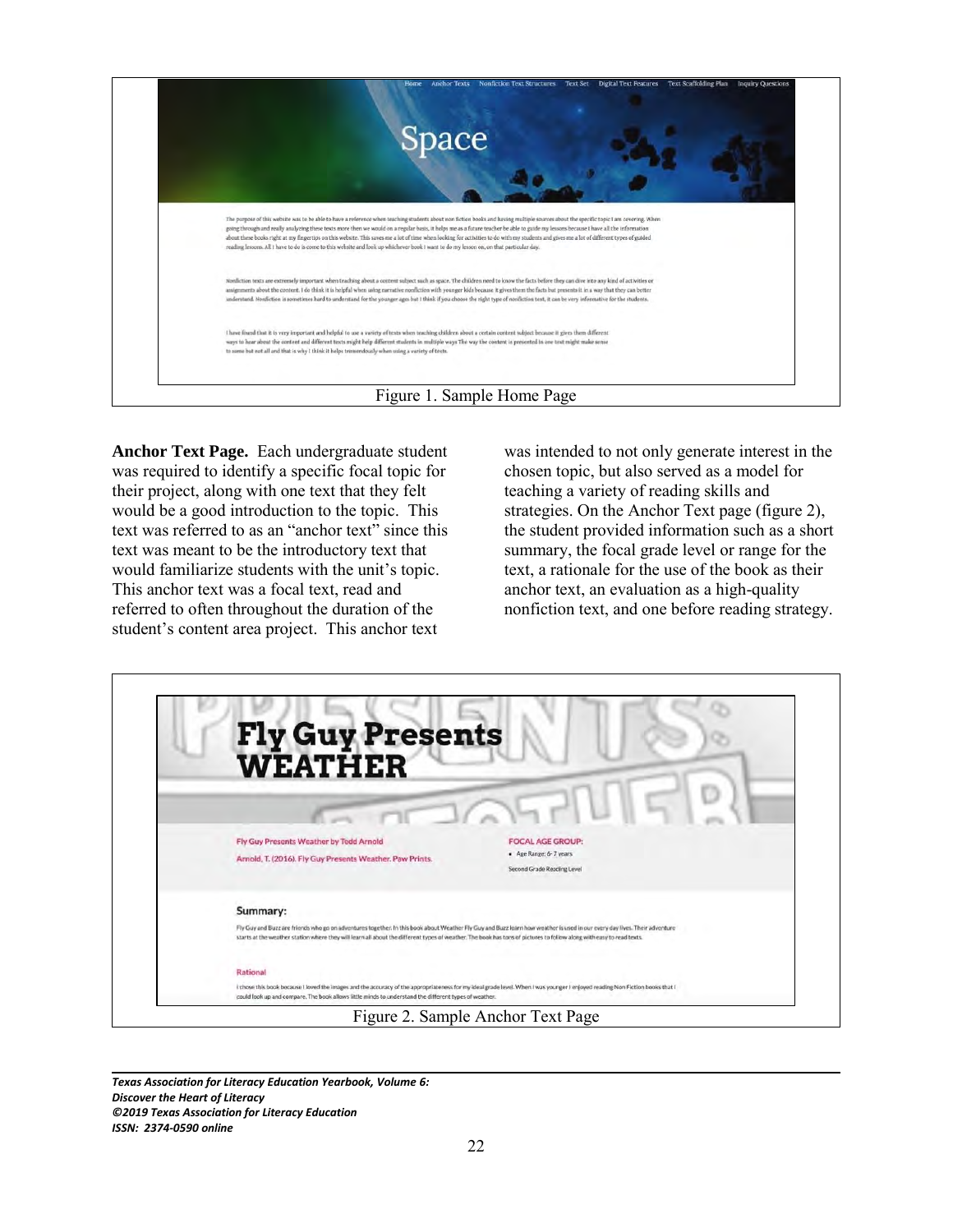Figure 1. Sample Home Page

**Anchor Text Page.** Each undergraduate student was required to identify a specific focal topic for their project, along with one text that they felt would be a good introduction to the topic. This text was referred to as an "anchor text" since this text was meant to be the introductory text that would familiarize students with the unit's topic. This anchor text was a focal text, read and referred to often throughout the duration of the student's content area project. This anchor text was intended to not only generate interest in the chosen topic, but also served as a model for teaching a variety of reading skills and strategies. On the Anchor Text page (figure 2), the student provided information such as a short summary, the focal grade level or range for the text, a rationale for the use of the book as their anchor text, an evaluation as a high-quality nonfiction text, and one before reading strategy.

Figure 2. Sample Anchor Text Page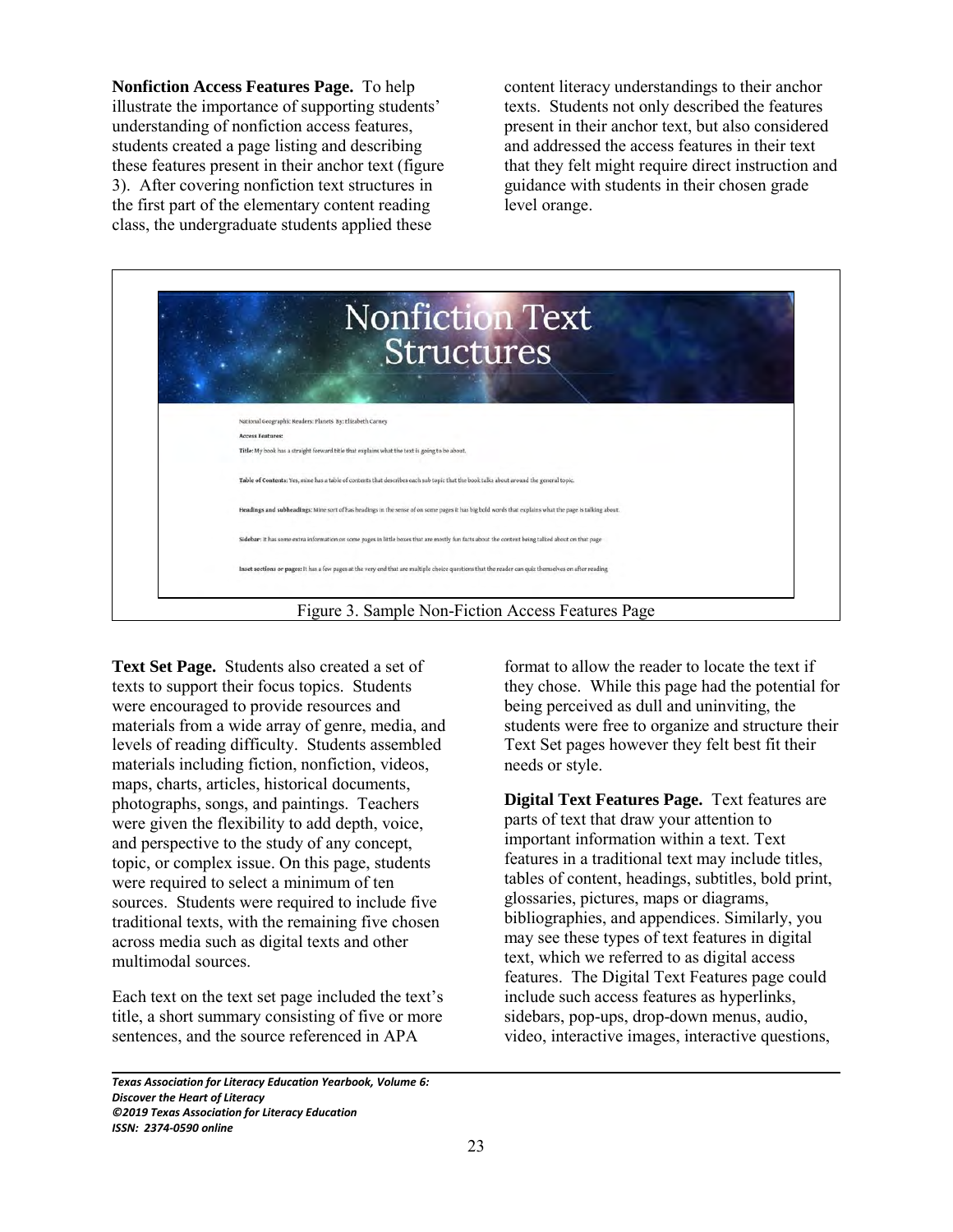**Nonfiction Access Features Page.** To help illustrate the importance of supporting students' understanding of nonfiction access features, students created a page listing and describing these features present in their anchor text (figure 3). After covering nonfiction text structures in the first part of the elementary content reading class, the undergraduate students applied these content literacy understandings to their anchor texts. Students not only described the features present in their anchor text, but also considered and addressed the access features in their text that they felt might require direct instruction and guidance with students in their chosen grade level orange.

Nonfiction Text Structures

National Geographic: Readers: Planets By: Elizabeth Carney

**Access Features:**

**Title:** My book has a straight forward title that explains what the text is going to be about.

**Table of Contents:** Yes, mine has a table of contents that describes each sub topic that the book talks about around the general topic.

**Headings and subheadings:** Mine sort of has headings in the sense of on some pages it has big bold words that explains what the page is talking about.

**Sidebar:** It has some extra information on some pages in little boxes that are mostly fun facts about the content being talked about on that page

**Inset sections or pages:** It has a few pages at the very end that are multiple choice questions that the reader can quiz themselves on after reading

Figure 3. Sample Non-Fiction Access Features Page

**Text Set Page.** Students also created a set of texts to support their focus topics. Students were encouraged to provide resources and materials from a wide array of genre, media, and levels of reading difficulty. Students assembled materials including fiction, nonfiction, videos, maps, charts, articles, historical documents, photographs, songs, and paintings. Teachers were given the flexibility to add depth, voice, and perspective to the study of any concept, topic, or complex issue. On this page, students were required to select a minimum of ten sources. Students were required to include five traditional texts, with the remaining five chosen across media such as digital texts and other multimodal sources.

Each text on the text set page included the text's title, a short summary consisting of five or more sentences, and the source referenced in APA format to allow the reader to locate the text if they chose. While this page had the potential for being perceived as dull and uninviting, the students were free to organize and structure their Text Set pages however they felt best fit their needs or style.

**Digital Text Features Page.** Text features are parts of text that draw your attention to important information within a text. Text features in a traditional text may include titles, tables of content, headings, subtitles, bold print, glossaries, pictures, maps or diagrams, bibliographies, and appendices. Similarly, you may see these types of text features in digital text, which we referred to as digital access features. The Digital Text Features page could include such access features as hyperlinks, sidebars, pop-ups, drop-down menus, audio, video, interactive images, interactive questions,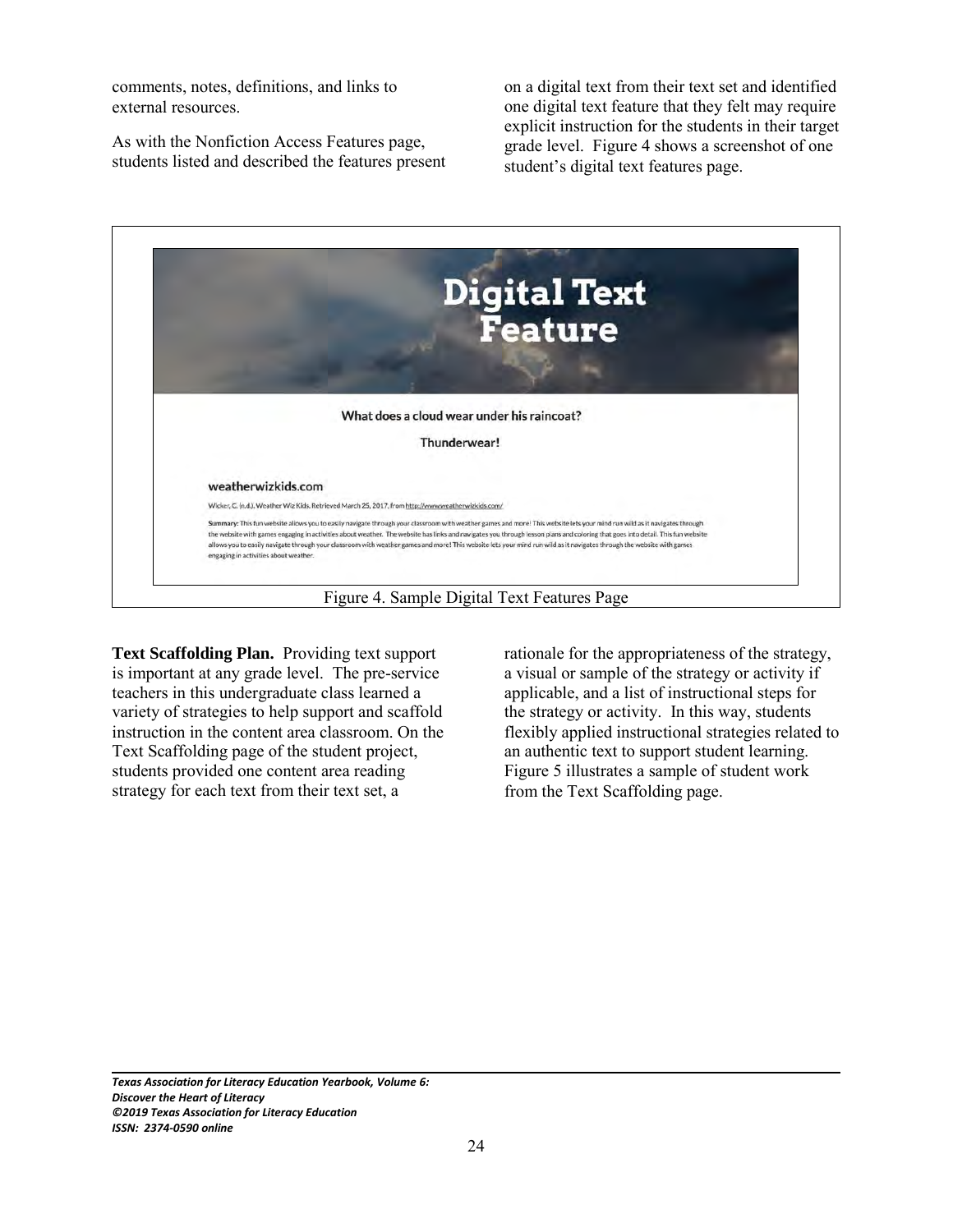comments, notes, definitions, and links to external resources.

As with the Nonfiction Access Features page, students listed and described the features present on a digital text from their text set and identified one digital text feature that they felt may require explicit instruction for the students in their target grade level. Figure 4 shows a screenshot of one student's digital text features page.

Figure 4. Sample Digital Text Features Page

**Text Scaffolding Plan.** Providing text support is important at any grade level. The pre-service teachers in this undergraduate class learned a variety of strategies to help support and scaffold instruction in the content area classroom. On the Text Scaffolding page of the student project, students provided one content area reading strategy for each text from their text set, a rationale for the appropriateness of the strategy, a visual or sample of the strategy or activity if applicable, and a list of instructional steps for the strategy or activity. In this way, students flexibly applied instructional strategies related to an authentic text to support student learning. Figure 5 illustrates a sample of student work from the Text Scaffolding page.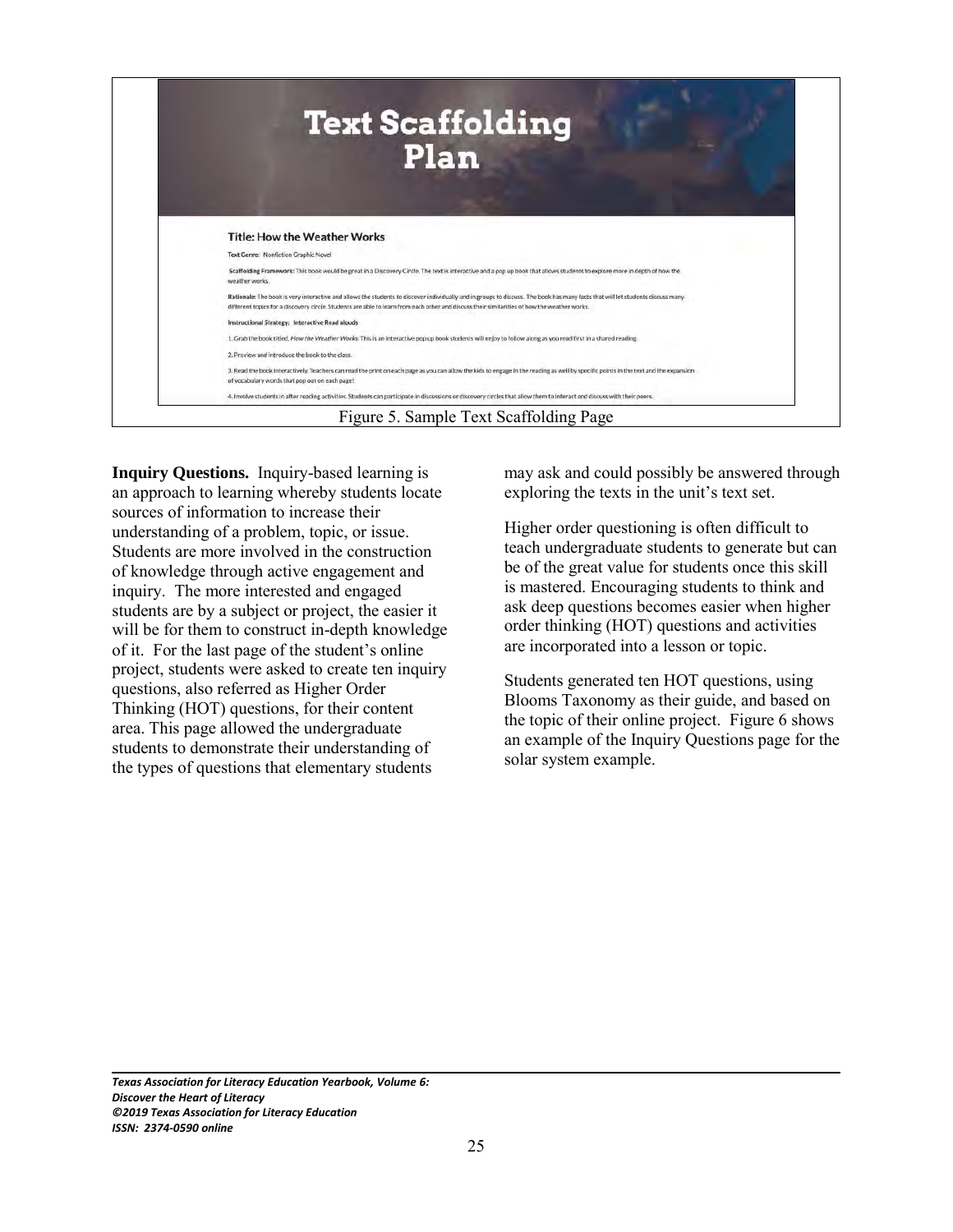# Text Scaffolding Plan

**Title: How the Weather Works**

**Text Genre:** Nonfiction Graphic Novel

**Scaffolding Framework:** This book would be great in a Discovery Circle. The text is interactive and a pop up book that allows students to explore more in depth of how the weather works.

**Rationale:** The book is very interactive and allows the students to discover individually and in groups to discuss. The book has many facts that will let students discuss many different topics for a discovery circle. Students are able to learn from each other and discuss their similarities of how the weather works.

**Instructional Strategy:** Interactive Read alouds

1. Grab the book titled, *How the Weather Works*. This is an interactive pop up book students will enjoy to follow along as you read first in a shared reading.

2. Preview and introduce the book to the class.

3. Read the book interactively. Teachers can read the print on each page as you can allow the kids to engage in the reading as well by specific points in the text and the expansion of vocabulary words that pop out on each page!

4. Involve students in after reading activities. Students can participate in discussions or discovery circles that allow them to interact and discuss with their peers.

Figure 5. Sample Text Scaffolding Page

**Inquiry Questions.** Inquiry-based learning is an approach to learning whereby students locate sources of information to increase their understanding of a problem, topic, or issue. Students are more involved in the construction of knowledge through active engagement and inquiry. The more interested and engaged students are by a subject or project, the easier it will be for them to construct in-depth knowledge of it. For the last page of the student's online project, students were asked to create ten inquiry questions, also referred as Higher Order Thinking (HOT) questions, for their content area. This page allowed the undergraduate students to demonstrate their understanding of the types of questions that elementary students may ask and could possibly be answered through exploring the texts in the unit's text set.

Higher order questioning is often difficult to teach undergraduate students to generate but can be of the great value for students once this skill is mastered. Encouraging students to think and ask deep questions becomes easier when higher order thinking (HOT) questions and activities are incorporated into a lesson or topic.

Students generated ten HOT questions, using Blooms Taxonomy as their guide, and based on the topic of their online project. Figure 6 shows an example of the Inquiry Questions page for the solar system example.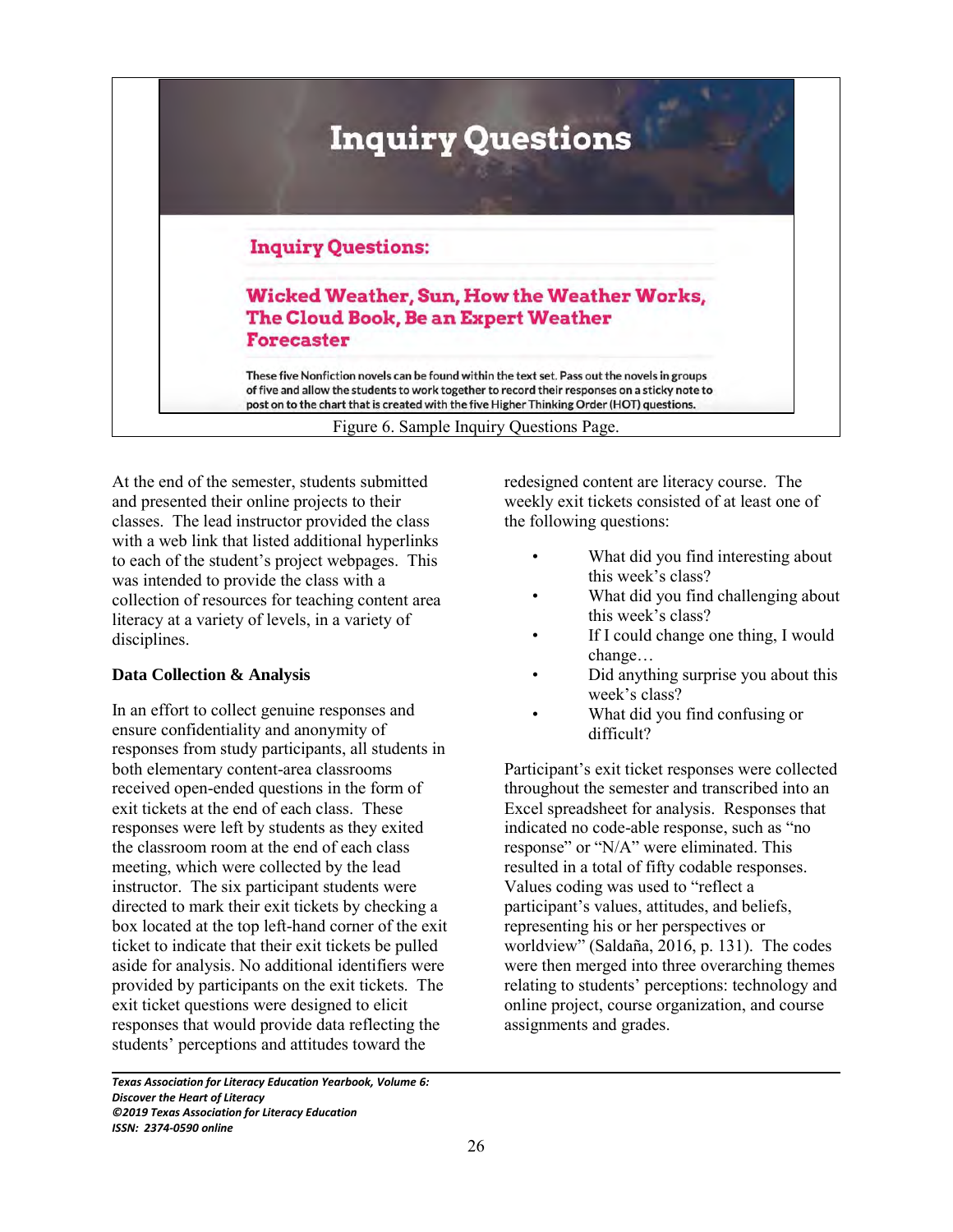Inquiry Questions

**Inquiry Questions:**

**Wicked Weather, Sun, How the Weather Works, The Cloud Book, Be an Expert Weather Forecaster**

These five Nonfiction novels can be found within the text set. Pass out the novels in groups of five and allow the students to work together to record their responses on a sticky note to post on to the chart that is created with the five Higher Thinking Order (HOT) questions.

Figure 6. Sample Inquiry Questions Page.

At the end of the semester, students submitted and presented their online projects to their classes. The lead instructor provided the class with a web link that listed additional hyperlinks to each of the student's project webpages. This was intended to provide the class with a collection of resources for teaching content area literacy at a variety of levels, in a variety of disciplines.

**Data Collection & Analysis**

In an effort to collect genuine responses and ensure confidentiality and anonymity of responses from study participants, all students in both elementary content-area classrooms received open-ended questions in the form of exit tickets at the end of each class. These responses were left by students as they exited the classroom room at the end of each class meeting, which were collected by the lead instructor. The six participant students were directed to mark their exit tickets by checking a box located at the top left-hand corner of the exit ticket to indicate that their exit tickets be pulled aside for analysis. No additional identifiers were provided by participants on the exit tickets. The exit ticket questions were designed to elicit responses that would provide data reflecting the students' perceptions and attitudes toward the redesigned content are literacy course. The weekly exit tickets consisted of at least one of the following questions:

- What did you find interesting about this week's class?
- What did you find challenging about this week's class?
- If I could change one thing, I would change…
- Did anything surprise you about this week's class?
- What did you find confusing or difficult?

Participant's exit ticket responses were collected throughout the semester and transcribed into an Excel spreadsheet for analysis. Responses that indicated no code-able response, such as "no response" or "N/A" were eliminated. This resulted in a total of fifty codable responses. Values coding was used to "reflect a participant's values, attitudes, and beliefs, representing his or her perspectives or worldview" (Saldaña, 2016, p. 131). The codes were then merged into three overarching themes relating to students' perceptions: technology and online project, course organization, and course assignments and grades.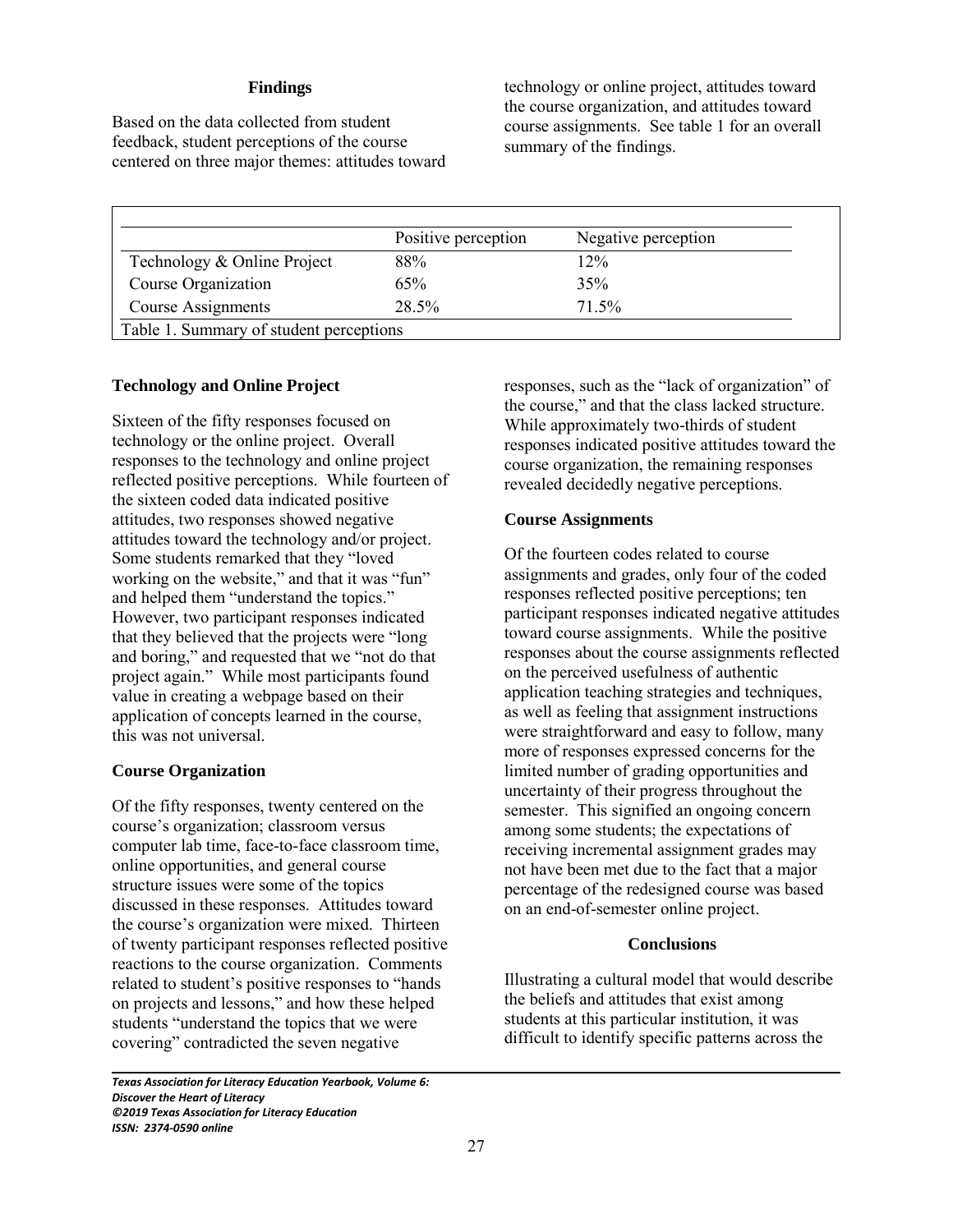## Findings

Based on the data collected from student feedback, student perceptions of the course centered on three major themes: attitudes toward technology or online project, attitudes toward the course organization, and attitudes toward course assignments. See table 1 for an overall summary of the findings.

| | Positive perception | Negative perception |
|---|---|---|
| Technology & Online Project | 88% | 12% |
| Course Organization | 65% | 35% |
| Course Assignments | 28.5% | 71.5% |

Table 1. Summary of student perceptions

### Technology and Online Project

Sixteen of the fifty responses focused on technology or the online project. Overall responses to the technology and online project reflected positive perceptions. While fourteen of the sixteen coded data indicated positive attitudes, two responses showed negative attitudes toward the technology and/or project. Some students remarked that they "loved working on the website," and that it was "fun" and helped them "understand the topics." However, two participant responses indicated that they believed that the projects were "long and boring," and requested that we "not do that project again." While most participants found value in creating a webpage based on their application of concepts learned in the course, this was not universal.

### Course Organization

Of the fifty responses, twenty centered on the course's organization; classroom versus computer lab time, face-to-face classroom time, online opportunities, and general course structure issues were some of the topics discussed in these responses. Attitudes toward the course's organization were mixed. Thirteen of twenty participant responses reflected positive reactions to the course organization. Comments related to student's positive responses to "hands on projects and lessons," and how these helped students "understand the topics that we were covering" contradicted the seven negative responses, such as the "lack of organization" of the course," and that the class lacked structure. While approximately two-thirds of student responses indicated positive attitudes toward the course organization, the remaining responses revealed decidedly negative perceptions.

### Course Assignments

Of the fourteen codes related to course assignments and grades, only four of the coded responses reflected positive perceptions; ten participant responses indicated negative attitudes toward course assignments. While the positive responses about the course assignments reflected on the perceived usefulness of authentic application teaching strategies and techniques, as well as feeling that assignment instructions were straightforward and easy to follow, many more of responses expressed concerns for the limited number of grading opportunities and uncertainty of their progress throughout the semester. This signified an ongoing concern among some students; the expectations of receiving incremental assignment grades may not have been met due to the fact that a major percentage of the redesigned course was based on an end-of-semester online project.

## Conclusions

Illustrating a cultural model that would describe the beliefs and attitudes that exist among students at this particular institution, it was difficult to identify specific patterns across the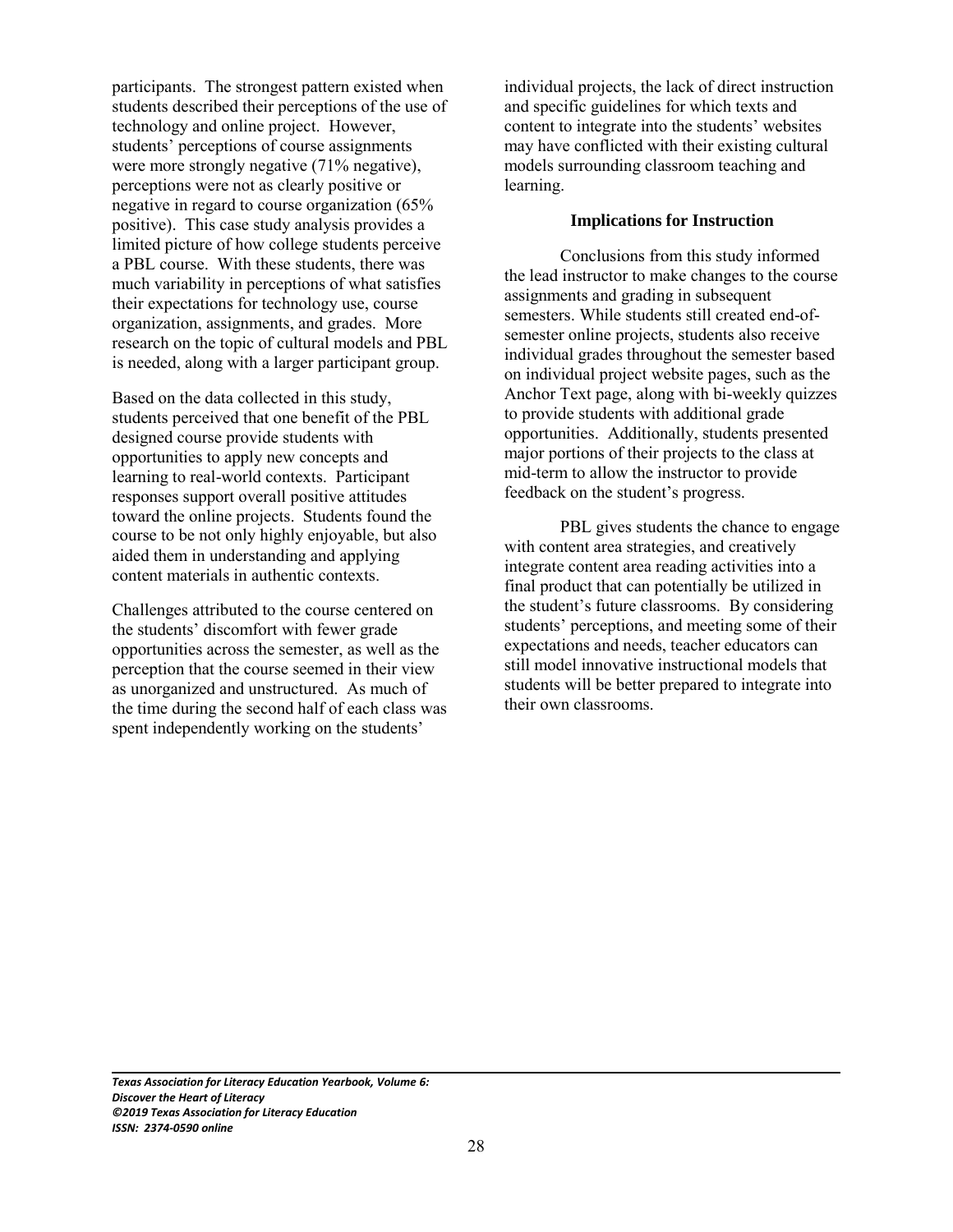participants. The strongest pattern existed when students described their perceptions of the use of technology and online project. However, students' perceptions of course assignments were more strongly negative (71% negative), perceptions were not as clearly positive or negative in regard to course organization (65% positive). This case study analysis provides a limited picture of how college students perceive a PBL course. With these students, there was much variability in perceptions of what satisfies their expectations for technology use, course organization, assignments, and grades. More research on the topic of cultural models and PBL is needed, along with a larger participant group.

Based on the data collected in this study, students perceived that one benefit of the PBL designed course provide students with opportunities to apply new concepts and learning to real-world contexts. Participant responses support overall positive attitudes toward the online projects. Students found the course to be not only highly enjoyable, but also aided them in understanding and applying content materials in authentic contexts.

Challenges attributed to the course centered on the students' discomfort with fewer grade opportunities across the semester, as well as the perception that the course seemed in their view as unorganized and unstructured. As much of the time during the second half of each class was spent independently working on the students' individual projects, the lack of direct instruction and specific guidelines for which texts and content to integrate into the students' websites may have conflicted with their existing cultural models surrounding classroom teaching and learning.

## Implications for Instruction

Conclusions from this study informed the lead instructor to make changes to the course assignments and grading in subsequent semesters. While students still created end-of-semester online projects, students also receive individual grades throughout the semester based on individual project website pages, such as the Anchor Text page, along with bi-weekly quizzes to provide students with additional grade opportunities. Additionally, students presented major portions of their projects to the class at mid-term to allow the instructor to provide feedback on the student's progress.

PBL gives students the chance to engage with content area strategies, and creatively integrate content area reading activities into a final product that can potentially be utilized in the student's future classrooms. By considering students' perceptions, and meeting some of their expectations and needs, teacher educators can still model innovative instructional models that students will be better prepared to integrate into their own classrooms.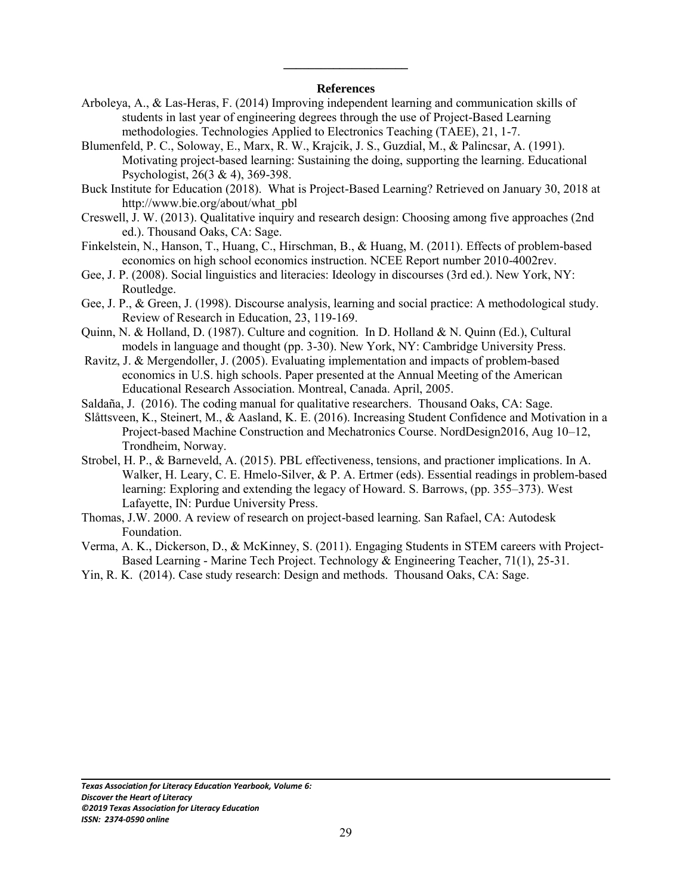## References

Arboleya, A., & Las-Heras, F. (2014) Improving independent learning and communication skills of students in last year of engineering degrees through the use of Project-Based Learning methodologies. Technologies Applied to Electronics Teaching (TAEE), 21, 1-7.

Blumenfeld, P. C., Soloway, E., Marx, R. W., Krajcik, J. S., Guzdial, M., & Palincsar, A. (1991). Motivating project-based learning: Sustaining the doing, supporting the learning. Educational Psychologist, 26(3 & 4), 369-398.

Buck Institute for Education (2018). What is Project-Based Learning? Retrieved on January 30, 2018 at http://www.bie.org/about/what_pbl

Creswell, J. W. (2013). Qualitative inquiry and research design: Choosing among five approaches (2nd ed.). Thousand Oaks, CA: Sage.

Finkelstein, N., Hanson, T., Huang, C., Hirschman, B., & Huang, M. (2011). Effects of problem-based economics on high school economics instruction. NCEE Report number 2010-4002rev.

Gee, J. P. (2008). Social linguistics and literacies: Ideology in discourses (3rd ed.). New York, NY: Routledge.

Gee, J. P., & Green, J. (1998). Discourse analysis, learning and social practice: A methodological study. Review of Research in Education, 23, 119-169.

Quinn, N. & Holland, D. (1987). Culture and cognition. In D. Holland & N. Quinn (Ed.), Cultural models in language and thought (pp. 3-30). New York, NY: Cambridge University Press.

Ravitz, J. & Mergendoller, J. (2005). Evaluating implementation and impacts of problem-based economics in U.S. high schools. Paper presented at the Annual Meeting of the American Educational Research Association. Montreal, Canada. April, 2005.

Saldaña, J. (2016). The coding manual for qualitative researchers. Thousand Oaks, CA: Sage.

Slåttsveen, K., Steinert, M., & Aasland, K. E. (2016). Increasing Student Confidence and Motivation in a Project-based Machine Construction and Mechatronics Course. NordDesign2016, Aug 10–12, Trondheim, Norway.

Strobel, H. P., & Barneveld, A. (2015). PBL effectiveness, tensions, and practioner implications. In A. Walker, H. Leary, C. E. Hmelo-Silver, & P. A. Ertmer (eds). Essential readings in problem-based learning: Exploring and extending the legacy of Howard. S. Barrows, (pp. 355–373). West Lafayette, IN: Purdue University Press.

Thomas, J.W. 2000. A review of research on project-based learning. San Rafael, CA: Autodesk Foundation.

Verma, A. K., Dickerson, D., & McKinney, S. (2011). Engaging Students in STEM careers with Project-Based Learning - Marine Tech Project. Technology & Engineering Teacher, 71(1), 25-31.

Yin, R. K. (2014). Case study research: Design and methods. Thousand Oaks, CA: Sage.